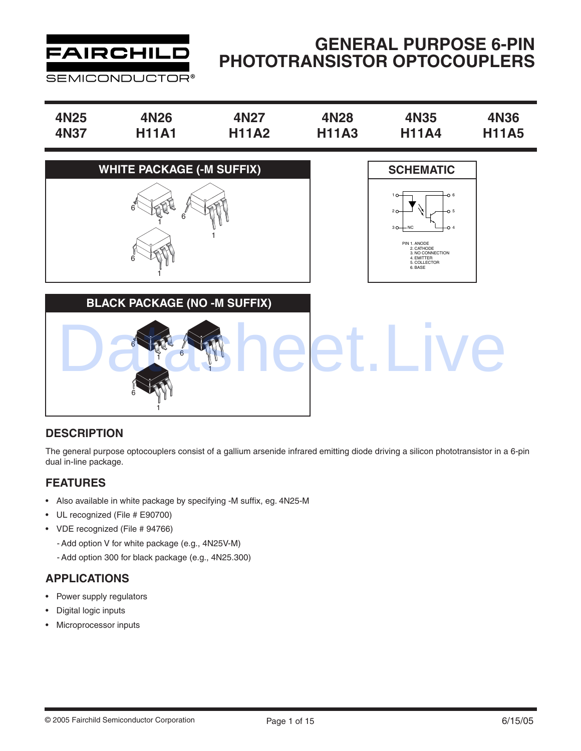# GENERAL PURPOSE 6-PIN PHOTOTRANSISTOR OPTOCOUPLERS

| 4N25 | 4N26 | 4N27 | 4N28 | 4N35 | 4N36 |
|---|---|---|---|---|---|
| 4N37 | H11A1 | H11A2 | H11A3 | H11A4 | H11A5 |

## WHITE PACKAGE (-M SUFFIX)

## SCHEMATIC

PIN 1. ANODE
2. CATHODE
3. NO CONNECTION
4. EMITTER
5. COLLECTOR
6. BASE

## BLACK PACKAGE (NO -M SUFFIX)

## DESCRIPTION

The general purpose optocouplers consist of a gallium arsenide infrared emitting diode driving a silicon phototransistor in a 6-pin dual in-line package.

## FEATURES

- Also available in white package by specifying -M suffix, eg. 4N25-M
- UL recognized (File # E90700)
- VDE recognized (File # 94766)
  - Add option V for white package (e.g., 4N25V-M)
  - Add option 300 for black package (e.g., 4N25.300)

## APPLICATIONS

- Power supply regulators
- Digital logic inputs
- Microprocessor inputs

© 2005 Fairchild Semiconductor Corporation

6/15/05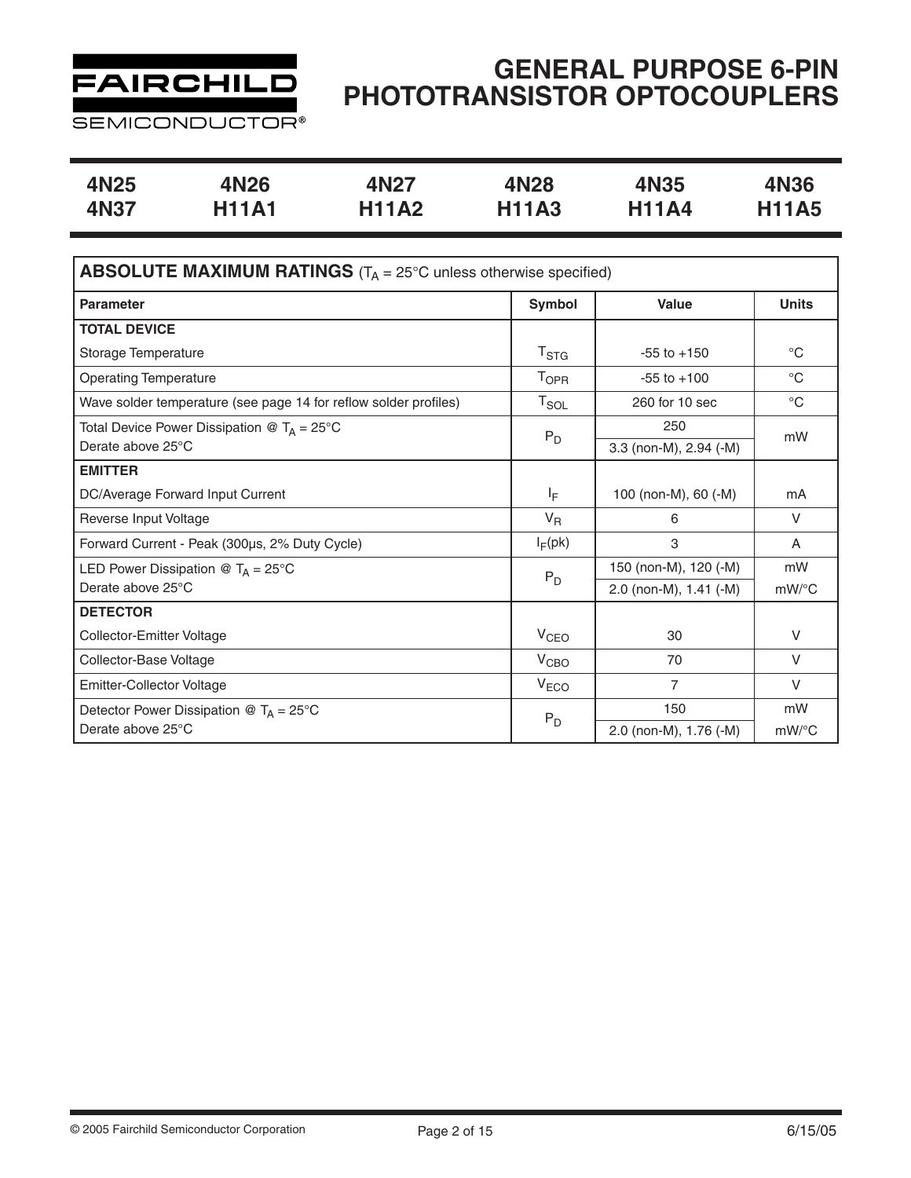# GENERAL PURPOSE 6-PIN PHOTOTRANSISTOR OPTOCOUPLERS

| 4N25 | 4N26 | 4N27 | 4N28 | 4N35 | 4N36 |
|---|---|---|---|---|---|
| 4N37 | H11A1 | H11A2 | H11A3 | H11A4 | H11A5 |

| **ABSOLUTE MAXIMUM RATINGS** ($T_A$ = 25°C unless otherwise specified) | | | |
|---|---|---|---|
| **Parameter** | **Symbol** | **Value** | **Units** |
| **TOTAL DEVICE** | | | |
| Storage Temperature | $T_{STG}$ | -55 to +150 | °C |
| Operating Temperature | $T_{OPR}$ | -55 to +100 | °C |
| Wave solder temperature (see page 14 for reflow solder profiles) | $T_{SOL}$ | 260 for 10 sec | °C |
| Total Device Power Dissipation @ $T_A$ = 25°C | $P_D$ | 250 | mW |
| Derate above 25°C | | 3.3 (non-M), 2.94 (-M) | |
| **EMITTER** | | | |
| DC/Average Forward Input Current | $I_F$ | 100 (non-M), 60 (-M) | mA |
| Reverse Input Voltage | $V_R$ | 6 | V |
| Forward Current - Peak (300µs, 2% Duty Cycle) | $I_F$(pk) | 3 | A |
| LED Power Dissipation @ $T_A$ = 25°C | $P_D$ | 150 (non-M), 120 (-M) | mW |
| Derate above 25°C | | 2.0 (non-M), 1.41 (-M) | mW/°C |
| **DETECTOR** | | | |
| Collector-Emitter Voltage | $V_{CEO}$ | 30 | V |
| Collector-Base Voltage | $V_{CBO}$ | 70 | V |
| Emitter-Collector Voltage | $V_{ECO}$ | 7 | V |
| Detector Power Dissipation @ $T_A$ = 25°C | $P_D$ | 150 | mW |
| Derate above 25°C | | 2.0 (non-M), 1.76 (-M) | mW/°C |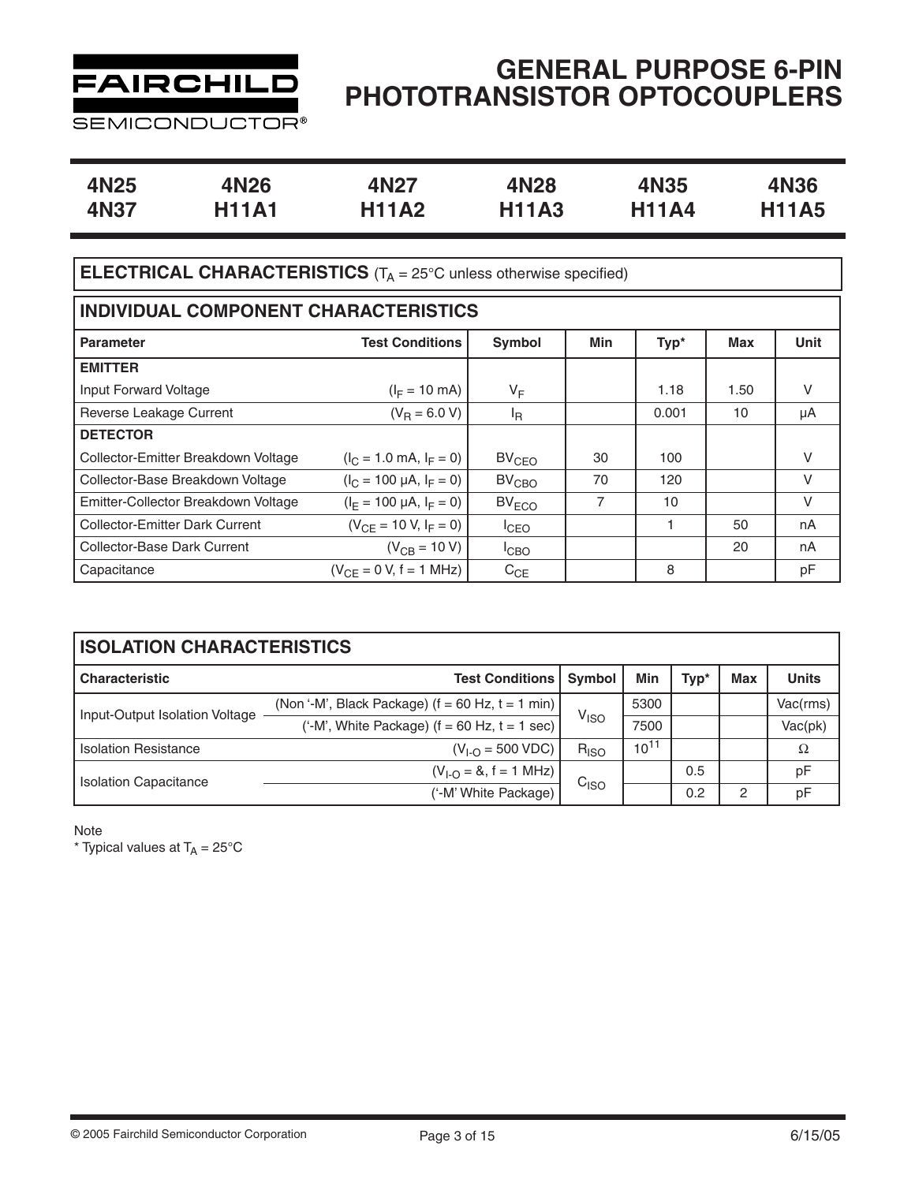# GENERAL PURPOSE 6-PIN PHOTOTRANSISTOR OPTOCOUPLERS

| 4N25 | 4N26 | 4N27 | 4N28 | 4N35 | 4N36 |
|---|---|---|---|---|---|
| 4N37 | H11A1 | H11A2 | H11A3 | H11A4 | H11A5 |

## ELECTRICAL CHARACTERISTICS ($T_A$ = 25°C unless otherwise specified)

### INDIVIDUAL COMPONENT CHARACTERISTICS

| Parameter | Test Conditions | Symbol | Min | Typ* | Max | Unit |
|---|---|---|---|---|---|---|
| **EMITTER** | | | | | | |
| Input Forward Voltage | ($I_F$ = 10 mA) | $V_F$ | | 1.18 | 1.50 | V |
| Reverse Leakage Current | ($V_R$ = 6.0 V) | $I_R$ | | 0.001 | 10 | µA |
| **DETECTOR** | | | | | | |
| Collector-Emitter Breakdown Voltage | ($I_C$ = 1.0 mA, $I_F$ = 0) | $BV_{CEO}$ | 30 | 100 | | V |
| Collector-Base Breakdown Voltage | ($I_C$ = 100 µA, $I_F$ = 0) | $BV_{CBO}$ | 70 | 120 | | V |
| Emitter-Collector Breakdown Voltage | ($I_E$ = 100 µA, $I_F$ = 0) | $BV_{ECO}$ | 7 | 10 | | V |
| Collector-Emitter Dark Current | ($V_{CE}$ = 10 V, $I_F$ = 0) | $I_{CEO}$ | | 1 | 50 | nA |
| Collector-Base Dark Current | ($V_{CB}$ = 10 V) | $I_{CBO}$ | | | 20 | nA |
| Capacitance | ($V_{CE}$ = 0 V, f = 1 MHz) | $C_{CE}$ | | 8 | | pF |

### ISOLATION CHARACTERISTICS

| Characteristic | Test Conditions | Symbol | Min | Typ* | Max | Units |
|---|---|---|---|---|---|---|
| Input-Output Isolation Voltage | (Non '-M', Black Package) (f = 60 Hz, t = 1 min) | $V_{ISO}$ | 5300 | | | Vac(rms) |
| | ('-M', White Package) (f = 60 Hz, t = 1 sec) | | 7500 | | | Vac(pk) |
| Isolation Resistance | ($V_{I-O}$ = 500 VDC) | $R_{ISO}$ | $10^{11}$ | | | Ω |
| Isolation Capacitance | ($V_{I-O}$ = &, f = 1 MHz) | $C_{ISO}$ | | 0.5 | | pF |
| | ('-M' White Package) | | | 0.2 | 2 | pF |

Note

* Typical values at $T_A$ = 25°C

© 2005 Fairchild Semiconductor Corporation

6/15/05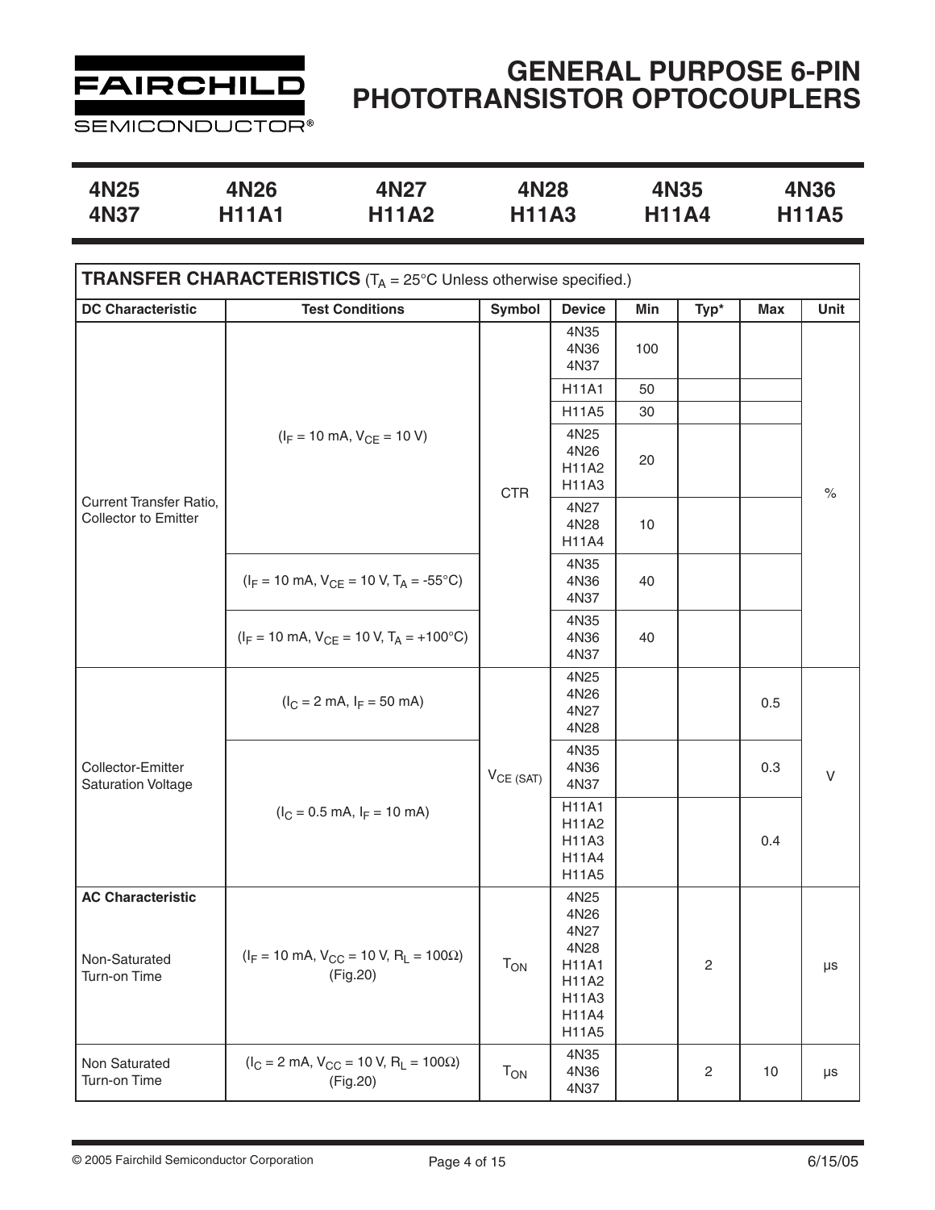# GENERAL PURPOSE 6-PIN PHOTOTRANSISTOR OPTOCOUPLERS

| 4N25 | 4N26 | 4N27 | 4N28 | 4N35 | 4N36 |
|---|---|---|---|---|---|
| 4N37 | H11A1 | H11A2 | H11A3 | H11A4 | H11A5 |

**TRANSFER CHARACTERISTICS** ($T_A$ = 25°C Unless otherwise specified.)

| DC Characteristic | Test Conditions | Symbol | Device | Min | Typ* | Max | Unit |
|---|---|---|---|---|---|---|---|
| Current Transfer Ratio, Collector to Emitter | ($I_F$ = 10 mA, $V_{CE}$ = 10 V) | CTR | 4N35 4N36 4N37 | 100 | | | % |
| | | | H11A1 | 50 | | | |
| | | | H11A5 | 30 | | | |
| | | | 4N25 4N26 H11A2 H11A3 | 20 | | | |
| | | | 4N27 4N28 H11A4 | 10 | | | |
| | ($I_F$ = 10 mA, $V_{CE}$ = 10 V, $T_A$ = -55°C) | | 4N35 4N36 4N37 | 40 | | | |
| | ($I_F$ = 10 mA, $V_{CE}$ = 10 V, $T_A$ = +100°C) | | 4N35 4N36 4N37 | 40 | | | |
| Collector-Emitter Saturation Voltage | ($I_C$ = 2 mA, $I_F$ = 50 mA) | $V_{CE\ (SAT)}$ | 4N25 4N26 4N27 4N28 | | | 0.5 | V |
| | ($I_C$ = 0.5 mA, $I_F$ = 10 mA) | | 4N35 4N36 4N37 | | | 0.3 | |
| | | | H11A1 H11A2 H11A3 H11A4 H11A5 | | | 0.4 | |
| **AC Characteristic** Non-Saturated Turn-on Time | ($I_F$ = 10 mA, $V_{CC}$ = 10 V, $R_L$ = 100Ω) (Fig.20) | $T_{ON}$ | 4N25 4N26 4N27 4N28 H11A1 H11A2 H11A3 H11A4 H11A5 | | 2 | | µs |
| Non Saturated Turn-on Time | ($I_C$ = 2 mA, $V_{CC}$ = 10 V, $R_L$ = 100Ω) (Fig.20) | $T_{ON}$ | 4N35 4N36 4N37 | | 2 | 10 | µs |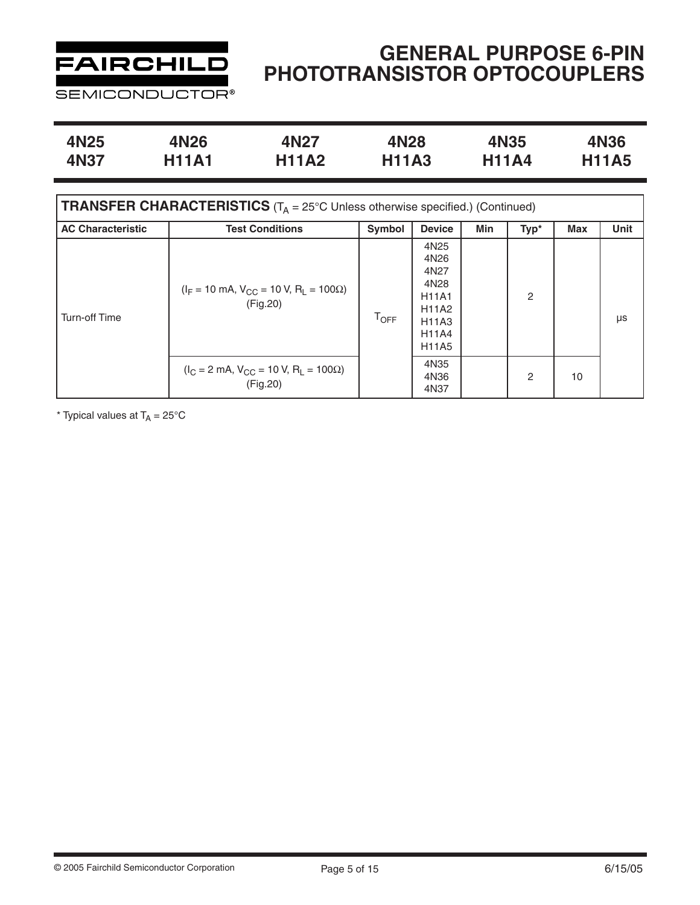# GENERAL PURPOSE 6-PIN PHOTOTRANSISTOR OPTOCOUPLERS

| 4N25 | 4N26 | 4N27 | 4N28 | 4N35 | 4N36 |
|---|---|---|---|---|---|
| 4N37 | H11A1 | H11A2 | H11A3 | H11A4 | H11A5 |

**TRANSFER CHARACTERISTICS** ($T_A$ = 25°C Unless otherwise specified.) (Continued)

| AC Characteristic | Test Conditions | Symbol | Device | Min | Typ* | Max | Unit |
|---|---|---|---|---|---|---|---|
| Turn-off Time | ($I_F$ = 10 mA, $V_{CC}$ = 10 V, $R_L$ = 100Ω) (Fig.20) | $T_{OFF}$ | 4N25 4N26 4N27 4N28 H11A1 H11A2 H11A3 H11A4 H11A5 | | 2 | | µs |
| | ($I_C$ = 2 mA, $V_{CC}$ = 10 V, $R_L$ = 100Ω) (Fig.20) | | 4N35 4N36 4N37 | | 2 | 10 | |

* Typical values at $T_A$ = 25°C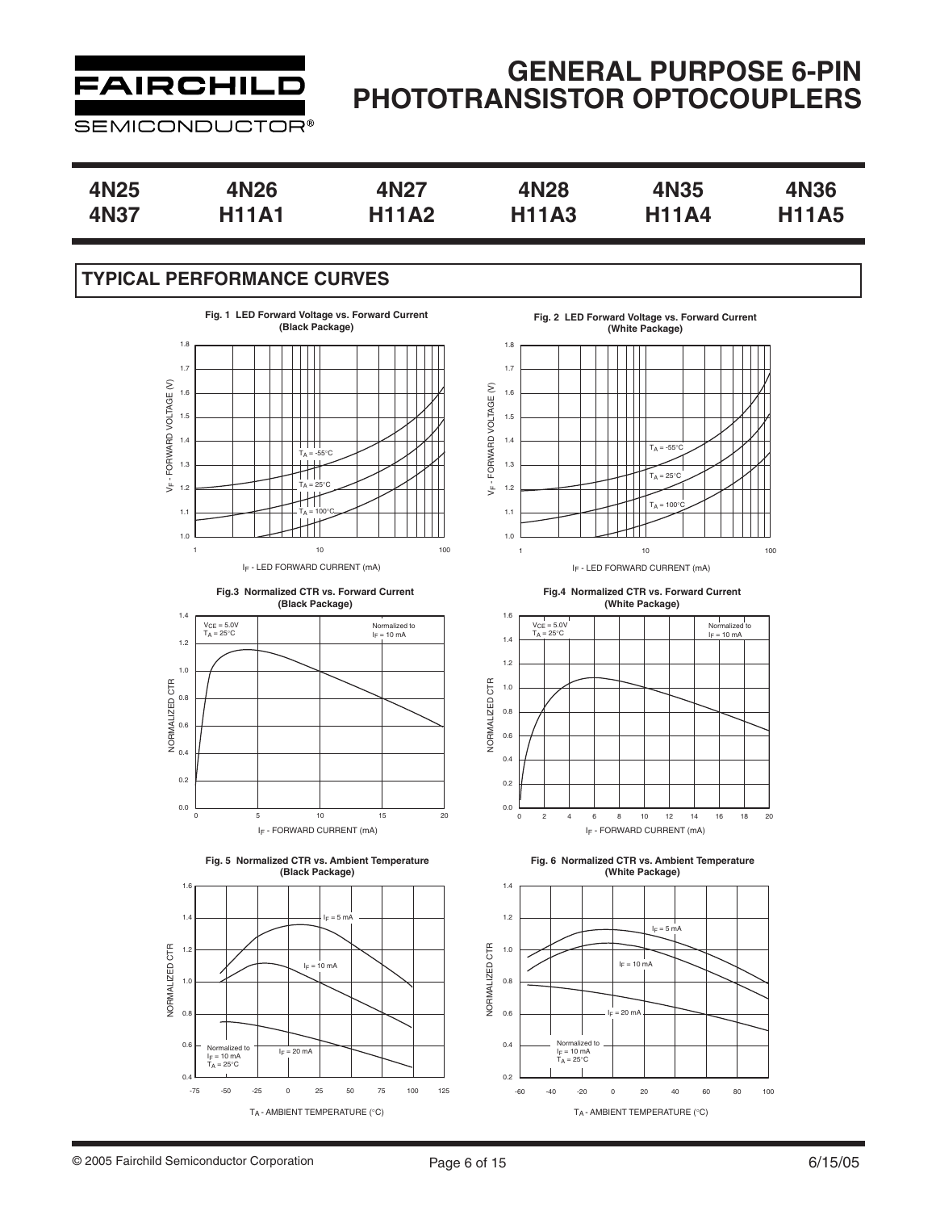# GENERAL PURPOSE 6-PIN PHOTOTRANSISTOR OPTOCOUPLERS

| 4N25 | 4N26 | 4N27 | 4N28 | 4N35 | 4N36 |
|---|---|---|---|---|---|
| 4N37 | H11A1 | H11A2 | H11A3 | H11A4 | H11A5 |

## TYPICAL PERFORMANCE CURVES

**Fig. 1 LED Forward Voltage vs. Forward Current (Black Package)**

$V_F$ - FORWARD VOLTAGE (V) vs. $I_F$ - LED FORWARD CURRENT (mA); curves: $T_A$ = -55°C, $T_A$ = 25°C, $T_A$ = 100°C

**Fig. 2 LED Forward Voltage vs. Forward Current (White Package)**

$V_F$ - FORWARD VOLTAGE (V) vs. $I_F$ - LED FORWARD CURRENT (mA); curves: $T_A$ = -55°C, $T_A$ = 25°C, $T_A$ = 100°C

**Fig.3 Normalized CTR vs. Forward Current (Black Package)**

NORMALIZED CTR vs. $I_F$ - FORWARD CURRENT (mA); $V_{CE}$ = 5.0V, $T_A$ = 25°C; Normalized to $I_F$ = 10 mA

**Fig.4 Normalized CTR vs. Forward Current (White Package)**

NORMALIZED CTR vs. $I_F$ - FORWARD CURRENT (mA); $V_{CE}$ = 5.0V, $T_A$ = 25°C; Normalized to $I_F$ = 10 mA

**Fig. 5 Normalized CTR vs. Ambient Temperature (Black Package)**

NORMALIZED CTR vs. $T_A$ - AMBIENT TEMPERATURE (°C); curves: $I_F$ = 5 mA, $I_F$ = 10 mA, $I_F$ = 20 mA; Normalized to $I_F$ = 10 mA, $T_A$ = 25°C

**Fig. 6 Normalized CTR vs. Ambient Temperature (White Package)**

NORMALIZED CTR vs. $T_A$ - AMBIENT TEMPERATURE (°C); curves: $I_F$ = 5 mA, $I_F$ = 10 mA, $I_F$ = 20 mA; Normalized to $I_F$ = 10 mA, $T_A$ = 25°C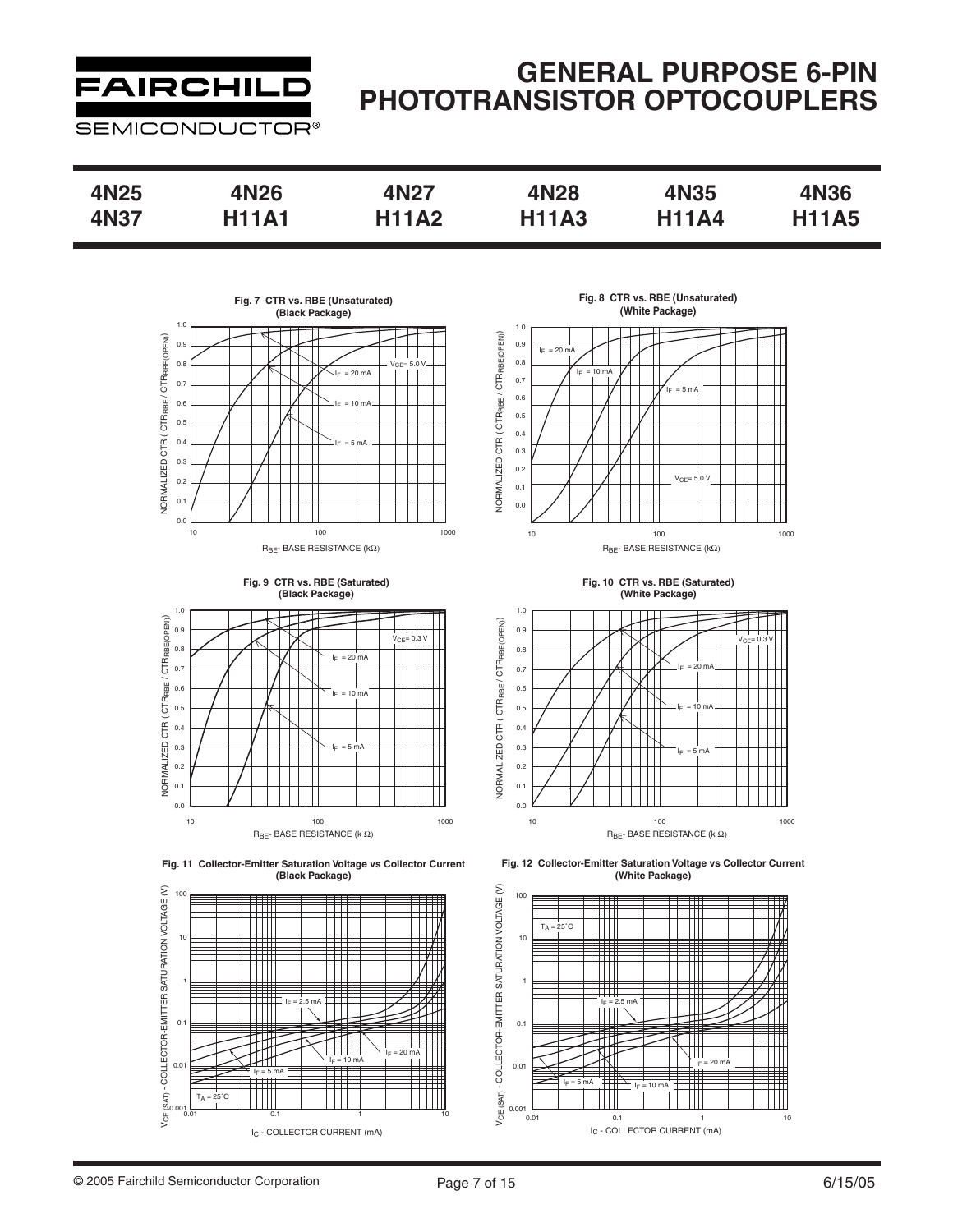Fig. 7 CTR vs. RBE (Unsaturated) (Black Package)

Fig. 8 CTR vs. RBE (Unsaturated) (White Package)

Fig. 9 CTR vs. RBE (Saturated) (Black Package)

Fig. 10 CTR vs. RBE (Saturated) (White Package)

Fig. 11 Collector-Emitter Saturation Voltage vs Collector Current (Black Package)

Fig. 12 Collector-Emitter Saturation Voltage vs Collector Current (White Package)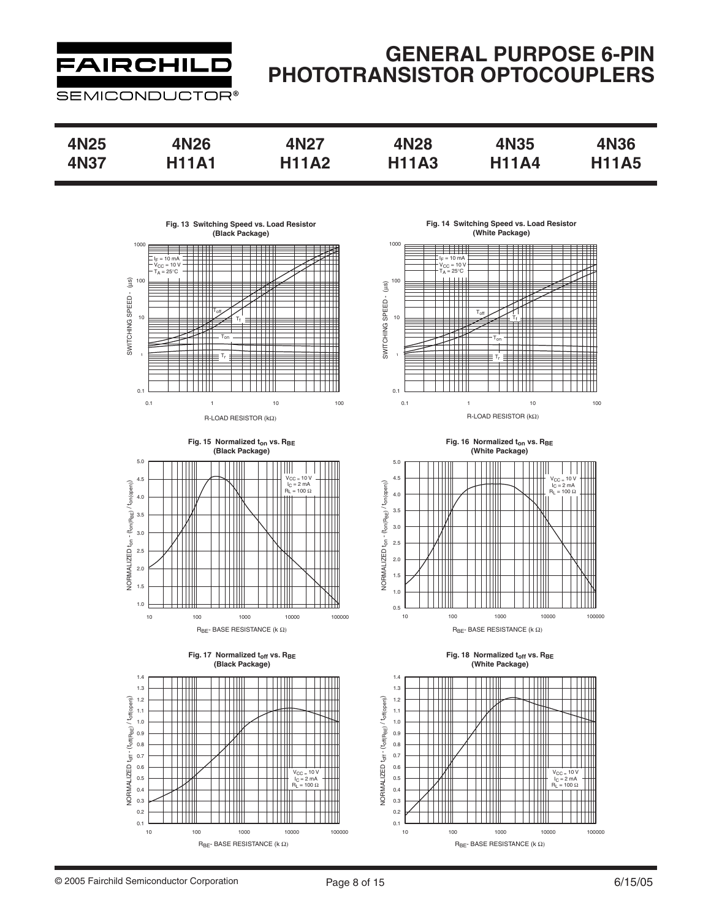| 4N25 | 4N26 | 4N27 | 4N28 | 4N35 | 4N36 |
|---|---|---|---|---|---|
| 4N37 | H11A1 | H11A2 | H11A3 | H11A4 | H11A5 |

**Fig. 13 Switching Speed vs. Load Resistor (Black Package)**

$I_F$ = 10 mA, $V_{CC}$ = 10 V, $T_A$ = 25°C

SWITCHING SPEED - (μs) vs. R-LOAD RESISTOR (kΩ)

**Fig. 14 Switching Speed vs. Load Resistor (White Package)**

$I_F$ = 10 mA, $V_{CC}$ = 10 V, $T_A$ = 25°C

SWITCHING SPEED - (μs) vs. R-LOAD RESISTOR (kΩ)

**Fig. 15 Normalized $t_{on}$ vs. $R_{BE}$ (Black Package)**

$V_{CC}$ = 10 V, $I_C$ = 2 mA, $R_L$ = 100 Ω

NORMALIZED $t_{on}$ - ($t_{on(R_{BE})}$ / $t_{on(open)}$) vs. $R_{BE}$- BASE RESISTANCE (k Ω)

**Fig. 16 Normalized $t_{on}$ vs. $R_{BE}$ (White Package)**

$V_{CC}$ = 10 V, $I_C$ = 2 mA, $R_L$ = 100 Ω

NORMALIZED $t_{on}$ - ($t_{on(R_{BE})}$ / $t_{on(open)}$) vs. $R_{BE}$- BASE RESISTANCE (k Ω)

**Fig. 17 Normalized $t_{off}$ vs. $R_{BE}$ (Black Package)**

$V_{CC}$ = 10 V, $I_C$ = 2 mA, $R_L$ = 100 Ω

NORMALIZED $t_{off}$ - ($t_{off(R_{BE})}$ / $t_{off(open)}$) vs. $R_{BE}$- BASE RESISTANCE (k Ω)

**Fig. 18 Normalized $t_{off}$ vs. $R_{BE}$ (White Package)**

$V_{CC}$ = 10 V, $I_C$ = 2 mA, $R_L$ = 100 Ω

NORMALIZED $t_{off}$ - ($t_{off(R_{BE})}$ / $t_{off(open)}$) vs. $R_{BE}$- BASE RESISTANCE (k Ω)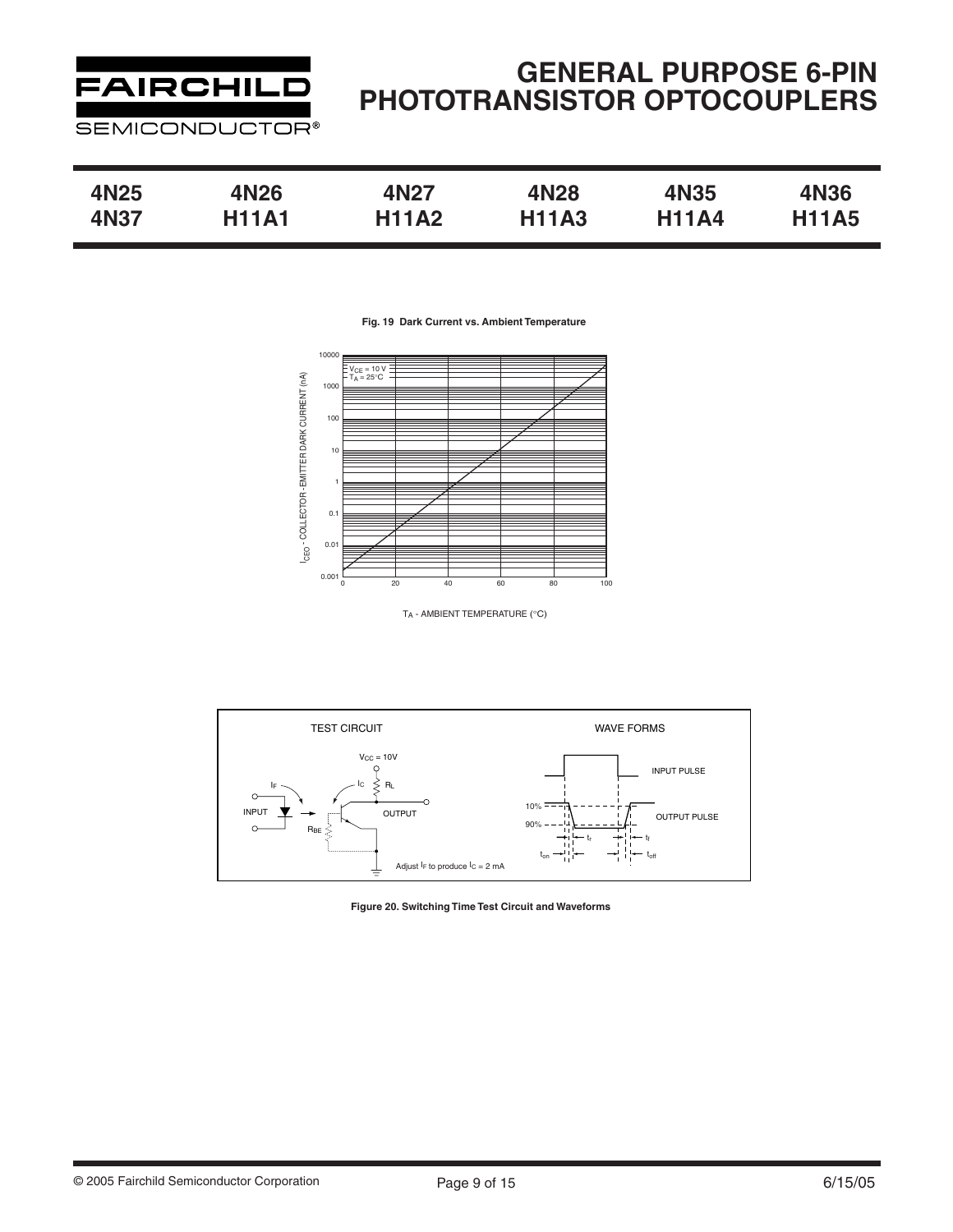**Fig. 19 Dark Current vs. Ambient Temperature**

$V_{CE}$ = 10 V
$T_A$ = 25°C

$I_{CEO}$ - COLLECTOR - EMITTER DARK CURRENT (nA)

$T_A$ - AMBIENT TEMPERATURE (°C)

TEST CIRCUIT

$V_{CC}$ = 10V

$I_F$, $I_C$, $R_L$, $R_{BE}$

INPUT

OUTPUT

Adjust $I_F$ to produce $I_C$ = 2 mA

WAVE FORMS

INPUT PULSE

OUTPUT PULSE

10%

90%

$t_r$, $t_f$, $t_{on}$, $t_{off}$

**Figure 20. Switching Time Test Circuit and Waveforms**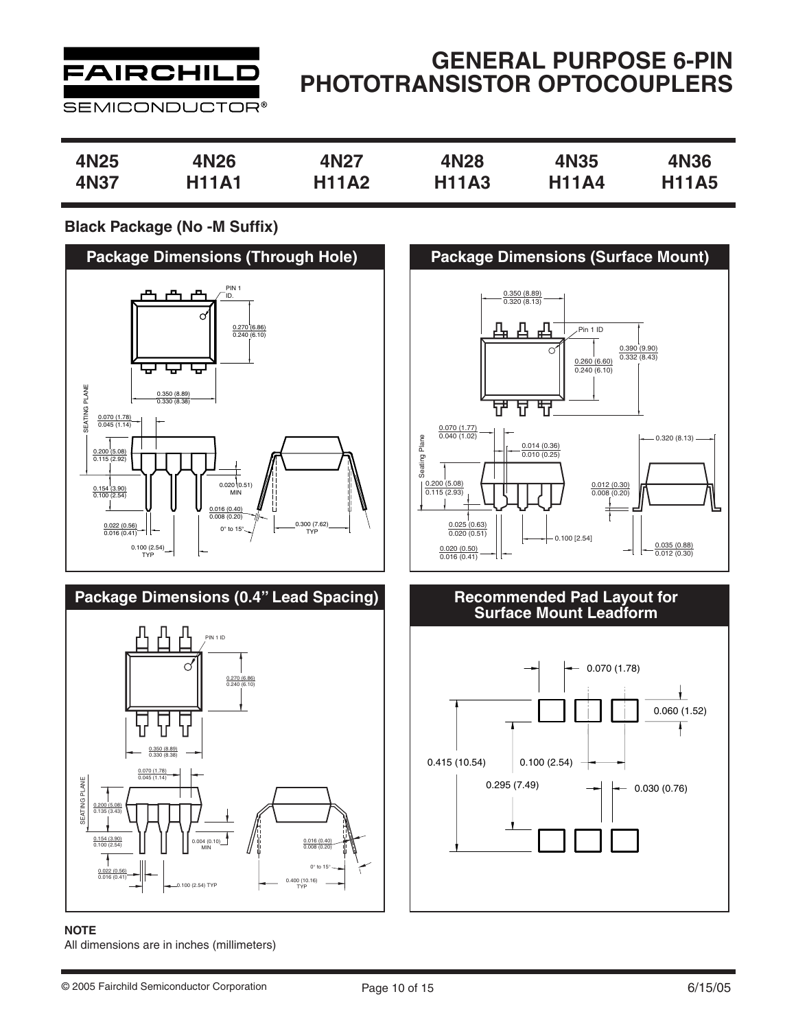# GENERAL PURPOSE 6-PIN PHOTOTRANSISTOR OPTOCOUPLERS

| 4N25 | 4N26 | 4N27 | 4N28 | 4N35 | 4N36 |
|---|---|---|---|---|---|
| 4N37 | H11A1 | H11A2 | H11A3 | H11A4 | H11A5 |

## Black Package (No -M Suffix)

### Package Dimensions (Through Hole)

PIN 1 ID.

0.270 (6.86)
0.240 (6.10)

0.350 (8.89)
0.330 (8.38)

SEATING PLANE

0.070 (1.78)
0.045 (1.14)

0.200 (5.08)
0.115 (2.92)

0.154 (3.90)
0.100 (2.54)

0.020 (0.51) MIN

0.016 (0.40)
0.008 (0.20)

0° to 15°

0.300 (7.62) TYP

0.022 (0.56)
0.016 (0.41)

0.100 (2.54) TYP

### Package Dimensions (Surface Mount)

0.350 (8.89)
0.320 (8.13)

Pin 1 ID

0.390 (9.90)
0.332 (8.43)

0.260 (6.60)
0.240 (6.10)

0.070 (1.77)
0.040 (1.02)

0.014 (0.36)
0.010 (0.25)

0.320 (8.13)

Seating Plane

0.200 (5.08)
0.115 (2.93)

0.012 (0.30)
0.008 (0.20)

0.025 (0.63)
0.020 (0.51)

0.100 [2.54]

0.020 (0.50)
0.016 (0.41)

0.035 (0.88)
0.012 (0.30)

### Package Dimensions (0.4" Lead Spacing)

PIN 1 ID

0.270 (6.86)
0.240 (6.10)

0.350 (8.89)
0.330 (8.38)

0.070 (1.78)
0.045 (1.14)

SEATING PLANE

0.200 (5.08)
0.135 (3.43)

0.154 (3.90)
0.100 (2.54)

0.004 (0.10) MIN

0.016 (0.40)
0.008 (0.20)

0° to 15°

0.022 (0.56)
0.016 (0.41)

0.100 (2.54) TYP

0.400 (10.16) TYP

### Recommended Pad Layout for Surface Mount Leadform

0.070 (1.78)

0.060 (1.52)

0.415 (10.54)

0.100 (2.54)

0.295 (7.49)

0.030 (0.76)

**NOTE**

All dimensions are in inches (millimeters)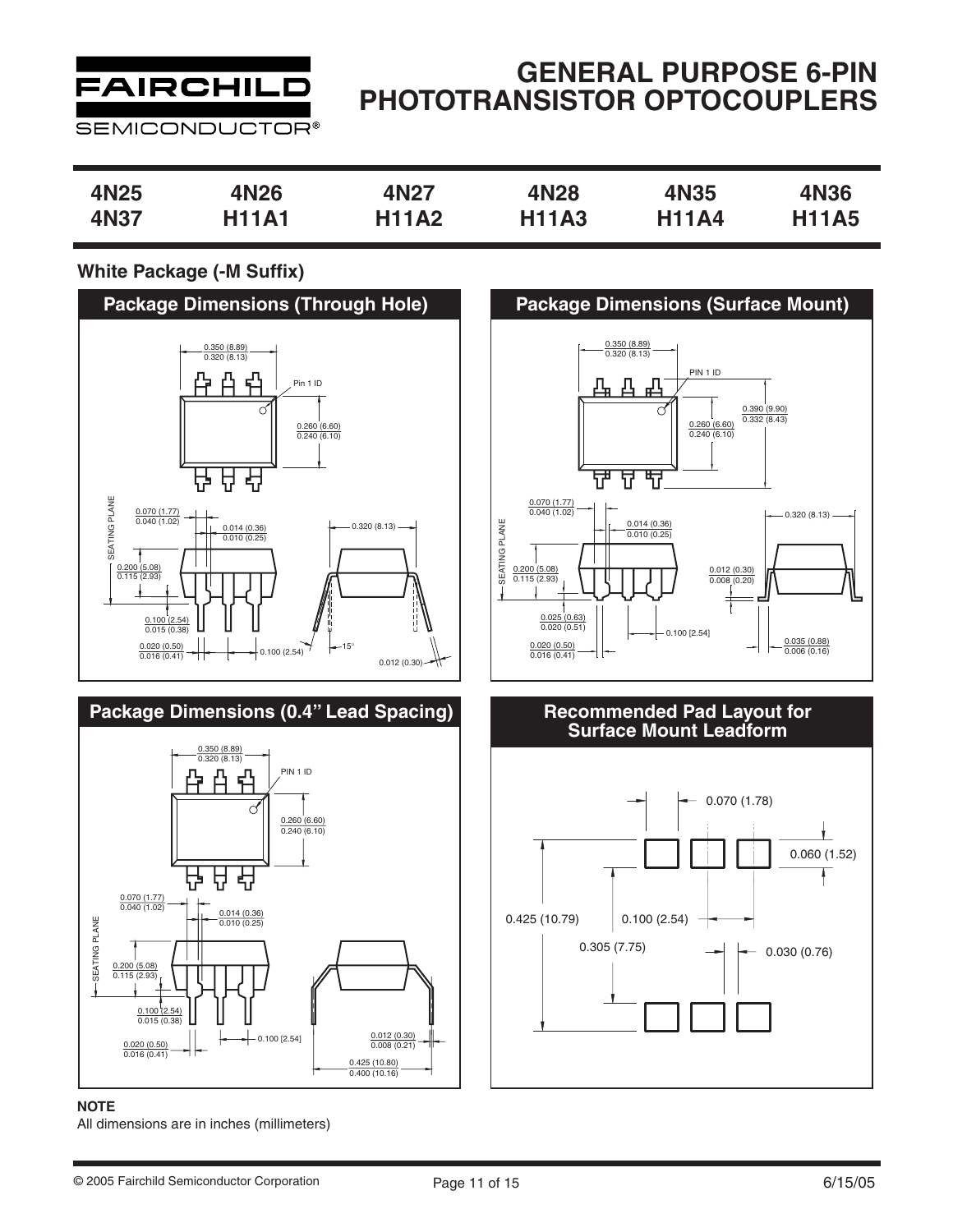# GENERAL PURPOSE 6-PIN PHOTOTRANSISTOR OPTOCOUPLERS

| 4N25 | 4N26 | 4N27 | 4N28 | 4N35 | 4N36 |
|---|---|---|---|---|---|
| 4N37 | H11A1 | H11A2 | H11A3 | H11A4 | H11A5 |

## White Package (-M Suffix)

### Package Dimensions (Through Hole)

0.350 (8.89) / 0.320 (8.13)
Pin 1 ID
0.260 (6.60) / 0.240 (6.10)
SEATING PLANE
0.070 (1.77) / 0.040 (1.02)
0.014 (0.36) / 0.010 (0.25)
0.320 (8.13)
0.200 (5.08) / 0.115 (2.93)
0.100 (2.54) / 0.015 (0.38)
0.020 (0.50) / 0.016 (0.41)
0.100 (2.54)
15°
0.012 (0.30)

### Package Dimensions (Surface Mount)

0.350 (8.89) / 0.320 (8.13)
PIN 1 ID
0.390 (9.90) / 0.332 (8.43)
0.260 (6.60) / 0.240 (6.10)
0.070 (1.77) / 0.040 (1.02)
0.014 (0.36) / 0.010 (0.25)
0.320 (8.13)
SEATING PLANE
0.200 (5.08) / 0.115 (2.93)
0.012 (0.30) / 0.008 (0.20)
0.025 (0.63) / 0.020 (0.51)
0.100 [2.54]
0.020 (0.50) / 0.016 (0.41)
0.035 (0.88) / 0.006 (0.16)

### Package Dimensions (0.4" Lead Spacing)

0.350 (8.89) / 0.320 (8.13)
PIN 1 ID
0.260 (6.60) / 0.240 (6.10)
0.070 (1.77) / 0.040 (1.02)
0.014 (0.36) / 0.010 (0.25)
SEATING PLANE
0.200 (5.08) / 0.115 (2.93)
0.100 (2.54) / 0.015 (0.38)
0.100 [2.54]
0.020 (0.50) / 0.016 (0.41)
0.012 (0.30) / 0.008 (0.21)
0.425 (10.80) / 0.400 (10.16)

### Recommended Pad Layout for Surface Mount Leadform

0.070 (1.78)
0.060 (1.52)
0.425 (10.79)
0.100 (2.54)
0.305 (7.75)
0.030 (0.76)

**NOTE**
All dimensions are in inches (millimeters)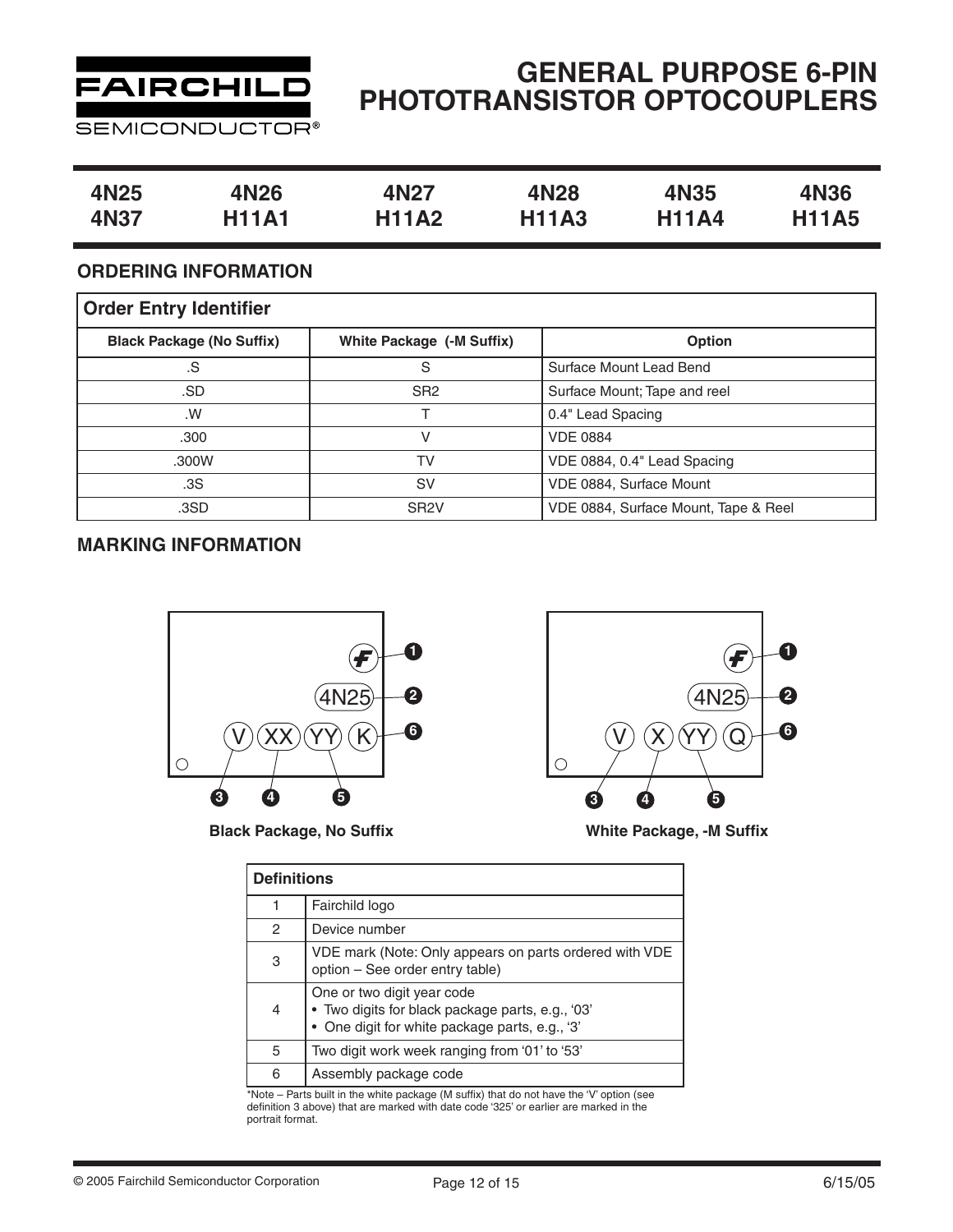# GENERAL PURPOSE 6-PIN PHOTOTRANSISTOR OPTOCOUPLERS

| 4N25 | 4N26 | 4N27 | 4N28 | 4N35 | 4N36 |
|---|---|---|---|---|---|
| 4N37 | H11A1 | H11A2 | H11A3 | H11A4 | H11A5 |

## ORDERING INFORMATION

| Order Entry Identifier | | |
|---|---|---|
| **Black Package (No Suffix)** | **White Package (-M Suffix)** | **Option** |
| .S | S | Surface Mount Lead Bend |
| .SD | SR2 | Surface Mount; Tape and reel |
| .W | T | 0.4" Lead Spacing |
| .300 | V | VDE 0884 |
| .300W | TV | VDE 0884, 0.4" Lead Spacing |
| .3S | SV | VDE 0884, Surface Mount |
| .3SD | SR2V | VDE 0884, Surface Mount, Tape & Reel |

## MARKING INFORMATION

**Black Package, No Suffix**

**White Package, -M Suffix**

| Definitions | |
|---|---|
| 1 | Fairchild logo |
| 2 | Device number |
| 3 | VDE mark (Note: Only appears on parts ordered with VDE option – See order entry table) |
| 4 | One or two digit year code<br>• Two digits for black package parts, e.g., '03'<br>• One digit for white package parts, e.g., '3' |
| 5 | Two digit work week ranging from '01' to '53' |
| 6 | Assembly package code |

*Note – Parts built in the white package (M suffix) that do not have the 'V' option (see definition 3 above) that are marked with date code '325' or earlier are marked in the portrait format.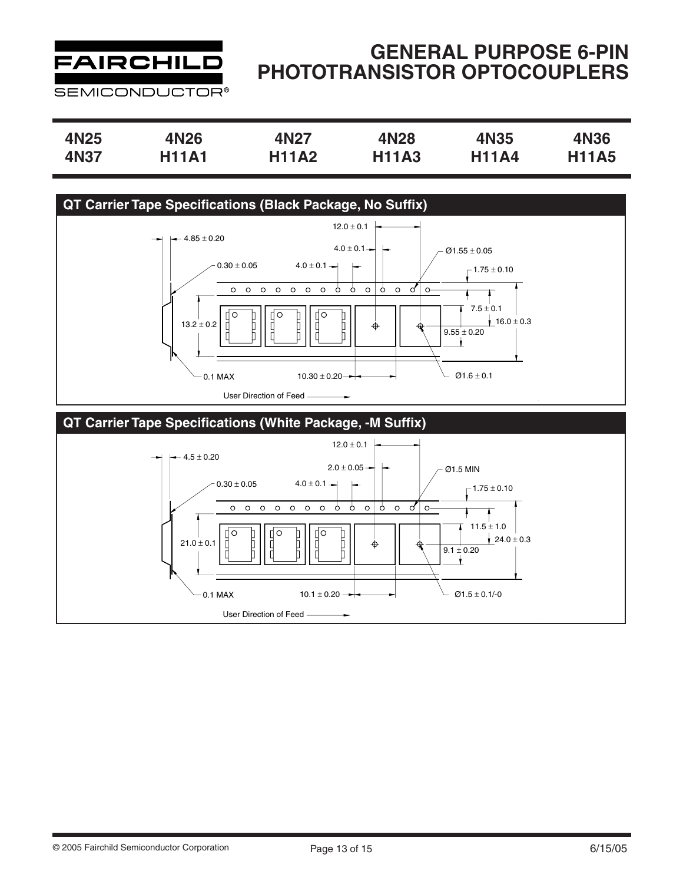# GENERAL PURPOSE 6-PIN PHOTOTRANSISTOR OPTOCOUPLERS

| 4N25 | 4N26 | 4N27 | 4N28 | 4N35 | 4N36 |
|---|---|---|---|---|---|
| 4N37 | H11A1 | H11A2 | H11A3 | H11A4 | H11A5 |

## QT Carrier Tape Specifications (Black Package, No Suffix)

12.0 ± 0.1

4.85 ± 0.20

4.0 ± 0.1

Ø1.55 ± 0.05

0.30 ± 0.05

4.0 ± 0.1

1.75 ± 0.10

7.5 ± 0.1

13.2 ± 0.2

16.0 ± 0.3

9.55 ± 0.20

0.1 MAX

10.30 ± 0.20

Ø1.6 ± 0.1

User Direction of Feed

## QT Carrier Tape Specifications (White Package, -M Suffix)

12.0 ± 0.1

4.5 ± 0.20

2.0 ± 0.05

Ø1.5 MIN

0.30 ± 0.05

4.0 ± 0.1

1.75 ± 0.10

11.5 ± 1.0

21.0 ± 0.1

24.0 ± 0.3

9.1 ± 0.20

0.1 MAX

10.1 ± 0.20

Ø1.5 ± 0.1/-0

User Direction of Feed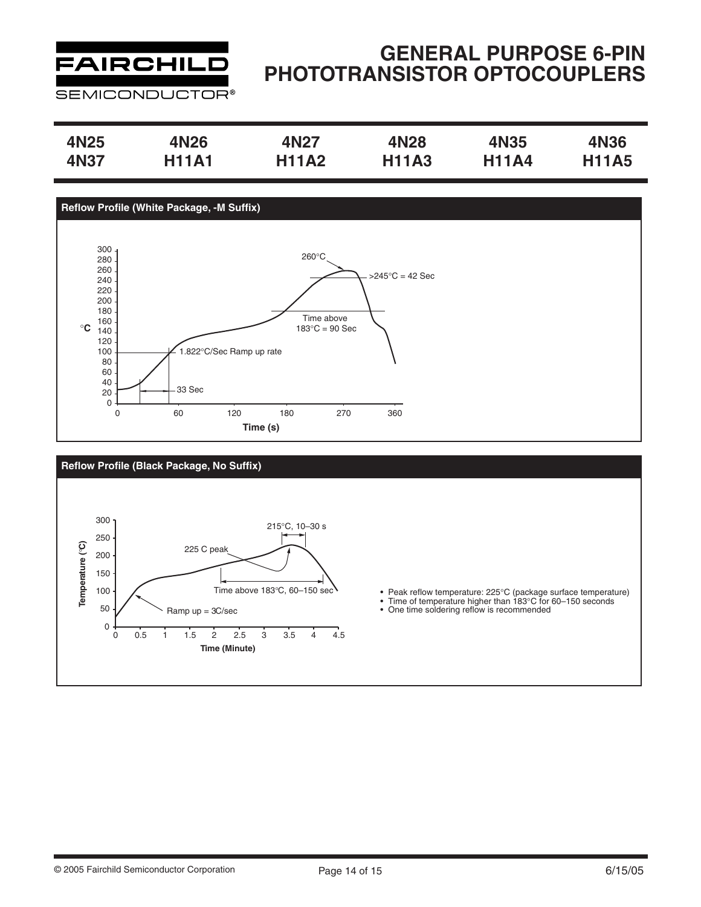| 4N25 | 4N26 | 4N27 | 4N28 | 4N35 | 4N36 |
|---|---|---|---|---|---|
| 4N37 | H11A1 | H11A2 | H11A3 | H11A4 | H11A5 |

## Reflow Profile (White Package, -M Suffix)

## Reflow Profile (Black Package, No Suffix)

- Peak reflow temperature: 225°C (package surface temperature)
- Time of temperature higher than 183°C for 60–150 seconds
- One time soldering reflow is recommended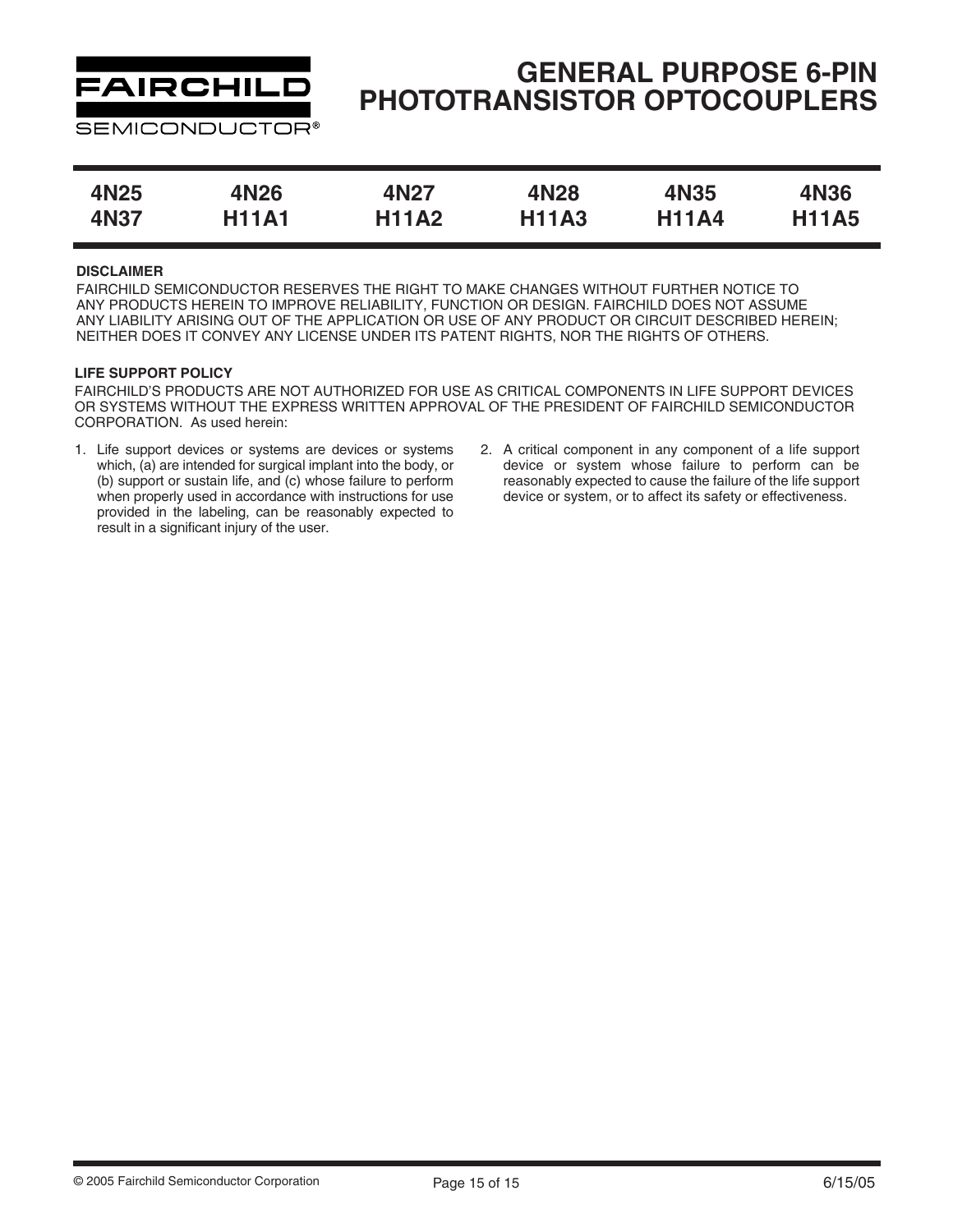# GENERAL PURPOSE 6-PIN PHOTOTRANSISTOR OPTOCOUPLERS

| | | | | | |
|---|---|---|---|---|---|
| **4N25** | **4N26** | **4N27** | **4N28** | **4N35** | **4N36** |
| **4N37** | **H11A1** | **H11A2** | **H11A3** | **H11A4** | **H11A5** |

**DISCLAIMER**

FAIRCHILD SEMICONDUCTOR RESERVES THE RIGHT TO MAKE CHANGES WITHOUT FURTHER NOTICE TO ANY PRODUCTS HEREIN TO IMPROVE RELIABILITY, FUNCTION OR DESIGN. FAIRCHILD DOES NOT ASSUME ANY LIABILITY ARISING OUT OF THE APPLICATION OR USE OF ANY PRODUCT OR CIRCUIT DESCRIBED HEREIN; NEITHER DOES IT CONVEY ANY LICENSE UNDER ITS PATENT RIGHTS, NOR THE RIGHTS OF OTHERS.

**LIFE SUPPORT POLICY**

FAIRCHILD'S PRODUCTS ARE NOT AUTHORIZED FOR USE AS CRITICAL COMPONENTS IN LIFE SUPPORT DEVICES OR SYSTEMS WITHOUT THE EXPRESS WRITTEN APPROVAL OF THE PRESIDENT OF FAIRCHILD SEMICONDUCTOR CORPORATION. As used herein:

1. Life support devices or systems are devices or systems which, (a) are intended for surgical implant into the body, or (b) support or sustain life, and (c) whose failure to perform when properly used in accordance with instructions for use provided in the labeling, can be reasonably expected to result in a significant injury of the user.
2. A critical component in any component of a life support device or system whose failure to perform can be reasonably expected to cause the failure of the life support device or system, or to affect its safety or effectiveness.

© 2005 Fairchild Semiconductor Corporation 6/15/05